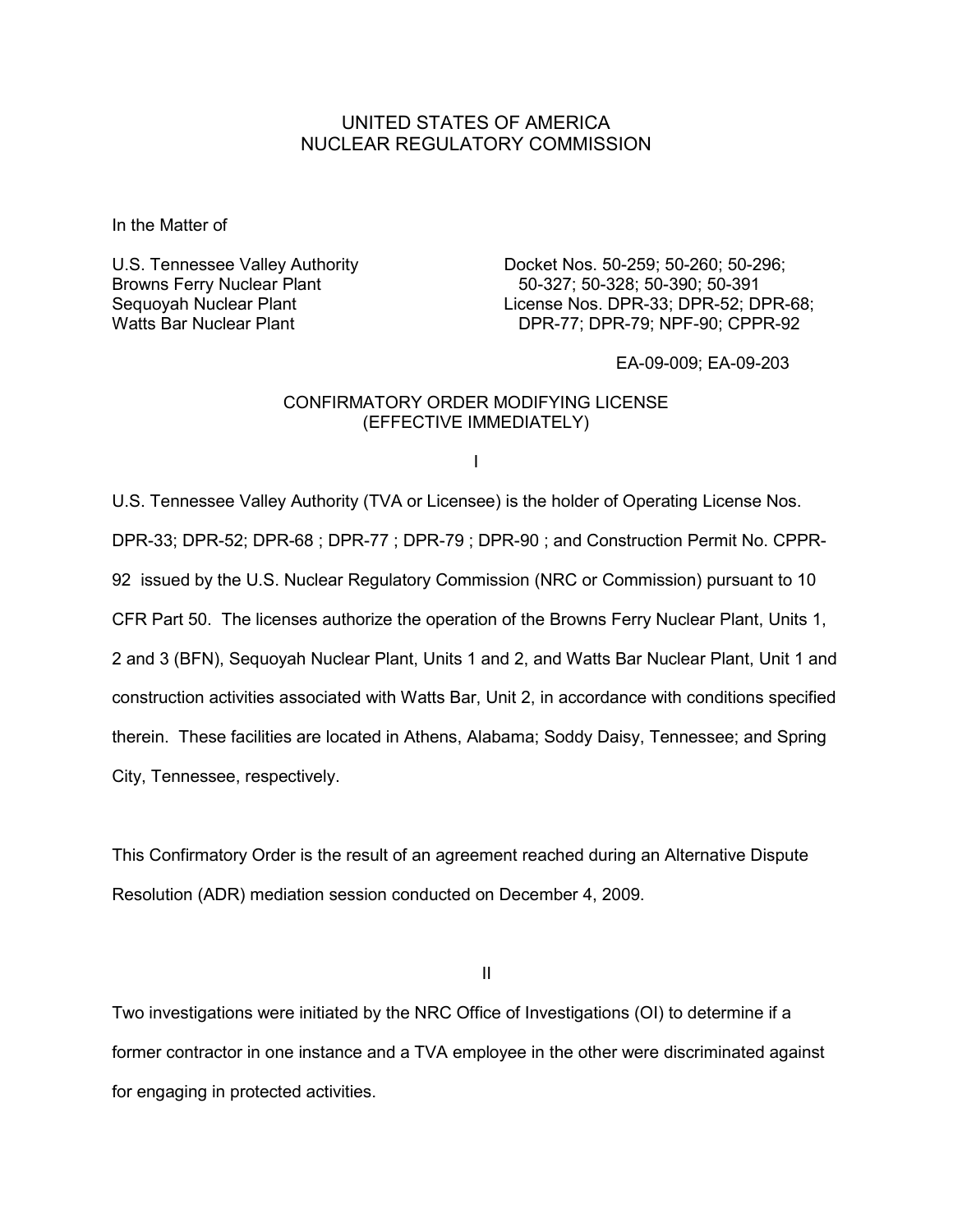UNITED STATES OF AMERICA
NUCLEAR REGULATORY COMMISSION

In the Matter of

U.S. Tennessee Valley Authority
Browns Ferry Nuclear Plant
Sequoyah Nuclear Plant
Watts Bar Nuclear Plant

Docket Nos. 50-259; 50-260; 50-296; 50-327; 50-328; 50-390; 50-391
License Nos. DPR-33; DPR-52; DPR-68; DPR-77; DPR-79; NPF-90; CPPR-92

EA-09-009; EA-09-203

CONFIRMATORY ORDER MODIFYING LICENSE
(EFFECTIVE IMMEDIATELY)

I

U.S. Tennessee Valley Authority (TVA or Licensee) is the holder of Operating License Nos. DPR-33; DPR-52; DPR-68 ; DPR-77 ; DPR-79 ; DPR-90 ; and Construction Permit No. CPPR-92 issued by the U.S. Nuclear Regulatory Commission (NRC or Commission) pursuant to 10 CFR Part 50. The licenses authorize the operation of the Browns Ferry Nuclear Plant, Units 1, 2 and 3 (BFN), Sequoyah Nuclear Plant, Units 1 and 2, and Watts Bar Nuclear Plant, Unit 1 and construction activities associated with Watts Bar, Unit 2, in accordance with conditions specified therein. These facilities are located in Athens, Alabama; Soddy Daisy, Tennessee; and Spring City, Tennessee, respectively.

This Confirmatory Order is the result of an agreement reached during an Alternative Dispute Resolution (ADR) mediation session conducted on December 4, 2009.

II

Two investigations were initiated by the NRC Office of Investigations (OI) to determine if a former contractor in one instance and a TVA employee in the other were discriminated against for engaging in protected activities.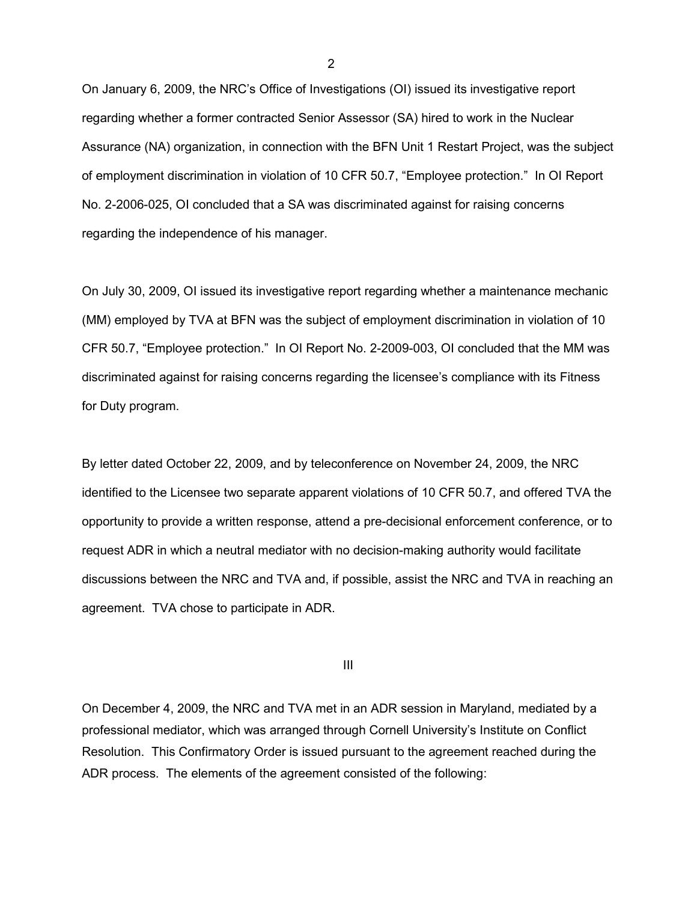On January 6, 2009, the NRC's Office of Investigations (OI) issued its investigative report regarding whether a former contracted Senior Assessor (SA) hired to work in the Nuclear Assurance (NA) organization, in connection with the BFN Unit 1 Restart Project, was the subject of employment discrimination in violation of 10 CFR 50.7, "Employee protection." In OI Report No. 2-2006-025, OI concluded that a SA was discriminated against for raising concerns regarding the independence of his manager.

On July 30, 2009, OI issued its investigative report regarding whether a maintenance mechanic (MM) employed by TVA at BFN was the subject of employment discrimination in violation of 10 CFR 50.7, "Employee protection." In OI Report No. 2-2009-003, OI concluded that the MM was discriminated against for raising concerns regarding the licensee's compliance with its Fitness for Duty program.

By letter dated October 22, 2009, and by teleconference on November 24, 2009, the NRC identified to the Licensee two separate apparent violations of 10 CFR 50.7, and offered TVA the opportunity to provide a written response, attend a pre-decisional enforcement conference, or to request ADR in which a neutral mediator with no decision-making authority would facilitate discussions between the NRC and TVA and, if possible, assist the NRC and TVA in reaching an agreement. TVA chose to participate in ADR.

## III

On December 4, 2009, the NRC and TVA met in an ADR session in Maryland, mediated by a professional mediator, which was arranged through Cornell University's Institute on Conflict Resolution. This Confirmatory Order is issued pursuant to the agreement reached during the ADR process. The elements of the agreement consisted of the following: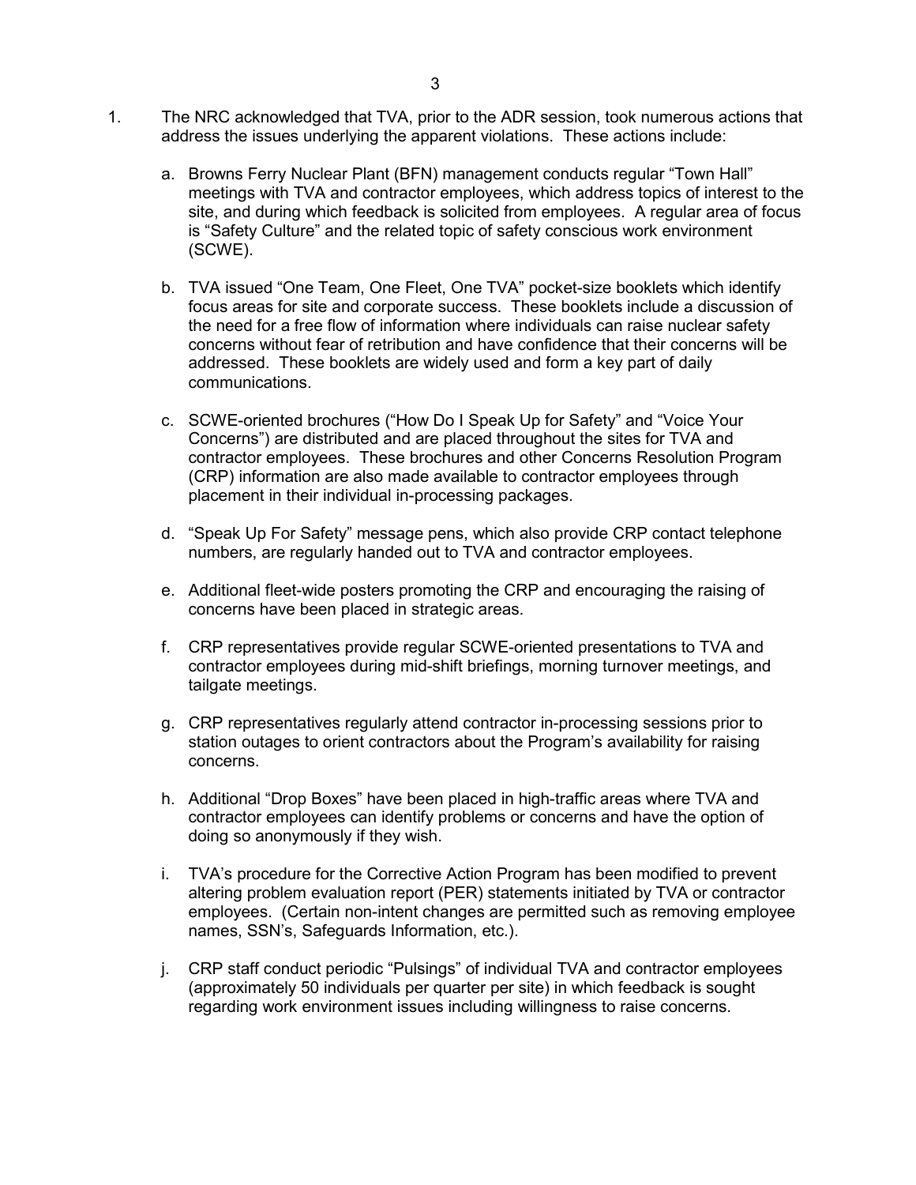1. The NRC acknowledged that TVA, prior to the ADR session, took numerous actions that address the issues underlying the apparent violations. These actions include:

   a. Browns Ferry Nuclear Plant (BFN) management conducts regular "Town Hall" meetings with TVA and contractor employees, which address topics of interest to the site, and during which feedback is solicited from employees. A regular area of focus is "Safety Culture" and the related topic of safety conscious work environment (SCWE).

   b. TVA issued "One Team, One Fleet, One TVA" pocket-size booklets which identify focus areas for site and corporate success. These booklets include a discussion of the need for a free flow of information where individuals can raise nuclear safety concerns without fear of retribution and have confidence that their concerns will be addressed. These booklets are widely used and form a key part of daily communications.

   c. SCWE-oriented brochures ("How Do I Speak Up for Safety" and "Voice Your Concerns") are distributed and are placed throughout the sites for TVA and contractor employees. These brochures and other Concerns Resolution Program (CRP) information are also made available to contractor employees through placement in their individual in-processing packages.

   d. "Speak Up For Safety" message pens, which also provide CRP contact telephone numbers, are regularly handed out to TVA and contractor employees.

   e. Additional fleet-wide posters promoting the CRP and encouraging the raising of concerns have been placed in strategic areas.

   f. CRP representatives provide regular SCWE-oriented presentations to TVA and contractor employees during mid-shift briefings, morning turnover meetings, and tailgate meetings.

   g. CRP representatives regularly attend contractor in-processing sessions prior to station outages to orient contractors about the Program's availability for raising concerns.

   h. Additional "Drop Boxes" have been placed in high-traffic areas where TVA and contractor employees can identify problems or concerns and have the option of doing so anonymously if they wish.

   i. TVA's procedure for the Corrective Action Program has been modified to prevent altering problem evaluation report (PER) statements initiated by TVA or contractor employees. (Certain non-intent changes are permitted such as removing employee names, SSN's, Safeguards Information, etc.).

   j. CRP staff conduct periodic "Pulsings" of individual TVA and contractor employees (approximately 50 individuals per quarter per site) in which feedback is sought regarding work environment issues including willingness to raise concerns.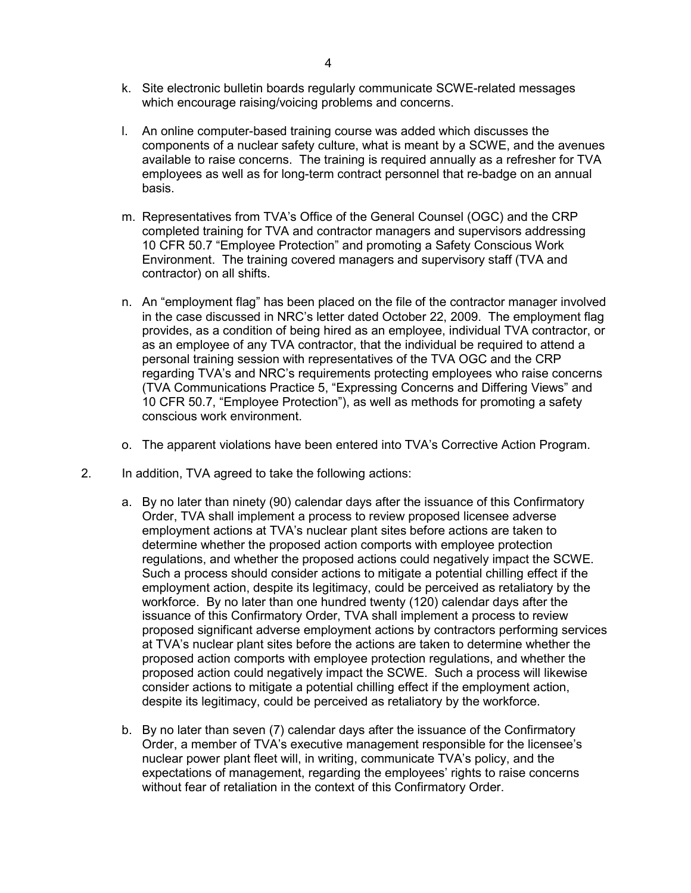k. Site electronic bulletin boards regularly communicate SCWE-related messages which encourage raising/voicing problems and concerns.

l. An online computer-based training course was added which discusses the components of a nuclear safety culture, what is meant by a SCWE, and the avenues available to raise concerns. The training is required annually as a refresher for TVA employees as well as for long-term contract personnel that re-badge on an annual basis.

m. Representatives from TVA's Office of the General Counsel (OGC) and the CRP completed training for TVA and contractor managers and supervisors addressing 10 CFR 50.7 "Employee Protection" and promoting a Safety Conscious Work Environment. The training covered managers and supervisory staff (TVA and contractor) on all shifts.

n. An "employment flag" has been placed on the file of the contractor manager involved in the case discussed in NRC's letter dated October 22, 2009. The employment flag provides, as a condition of being hired as an employee, individual TVA contractor, or as an employee of any TVA contractor, that the individual be required to attend a personal training session with representatives of the TVA OGC and the CRP regarding TVA's and NRC's requirements protecting employees who raise concerns (TVA Communications Practice 5, "Expressing Concerns and Differing Views" and 10 CFR 50.7, "Employee Protection"), as well as methods for promoting a safety conscious work environment.

o. The apparent violations have been entered into TVA's Corrective Action Program.

2. In addition, TVA agreed to take the following actions:

   a. By no later than ninety (90) calendar days after the issuance of this Confirmatory Order, TVA shall implement a process to review proposed licensee adverse employment actions at TVA's nuclear plant sites before actions are taken to determine whether the proposed action comports with employee protection regulations, and whether the proposed actions could negatively impact the SCWE. Such a process should consider actions to mitigate a potential chilling effect if the employment action, despite its legitimacy, could be perceived as retaliatory by the workforce. By no later than one hundred twenty (120) calendar days after the issuance of this Confirmatory Order, TVA shall implement a process to review proposed significant adverse employment actions by contractors performing services at TVA's nuclear plant sites before the actions are taken to determine whether the proposed action comports with employee protection regulations, and whether the proposed action could negatively impact the SCWE. Such a process will likewise consider actions to mitigate a potential chilling effect if the employment action, despite its legitimacy, could be perceived as retaliatory by the workforce.

   b. By no later than seven (7) calendar days after the issuance of the Confirmatory Order, a member of TVA's executive management responsible for the licensee's nuclear power plant fleet will, in writing, communicate TVA's policy, and the expectations of management, regarding the employees' rights to raise concerns without fear of retaliation in the context of this Confirmatory Order.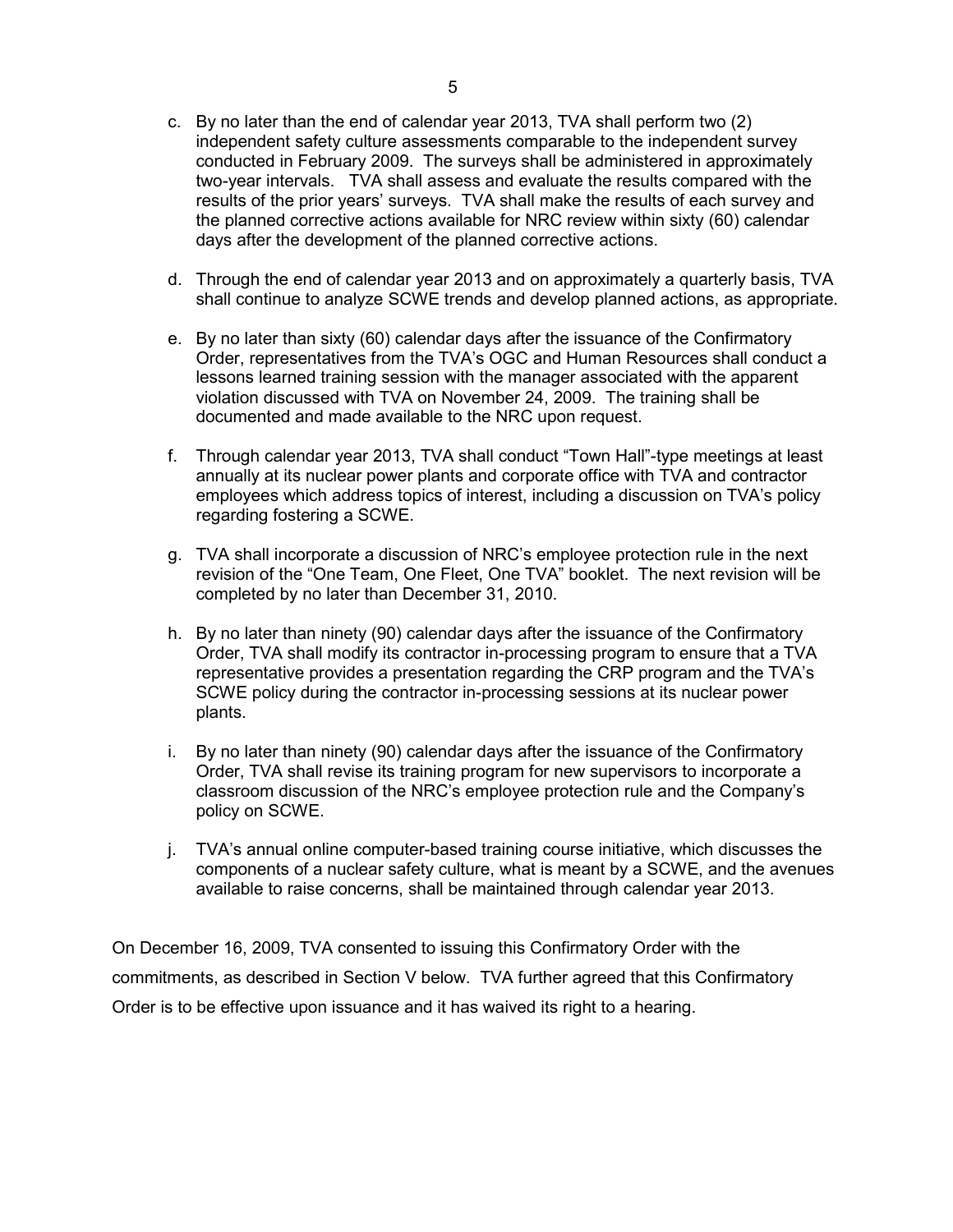c. By no later than the end of calendar year 2013, TVA shall perform two (2) independent safety culture assessments comparable to the independent survey conducted in February 2009. The surveys shall be administered in approximately two-year intervals. TVA shall assess and evaluate the results compared with the results of the prior years' surveys. TVA shall make the results of each survey and the planned corrective actions available for NRC review within sixty (60) calendar days after the development of the planned corrective actions.

d. Through the end of calendar year 2013 and on approximately a quarterly basis, TVA shall continue to analyze SCWE trends and develop planned actions, as appropriate.

e. By no later than sixty (60) calendar days after the issuance of the Confirmatory Order, representatives from the TVA's OGC and Human Resources shall conduct a lessons learned training session with the manager associated with the apparent violation discussed with TVA on November 24, 2009. The training shall be documented and made available to the NRC upon request.

f. Through calendar year 2013, TVA shall conduct "Town Hall"-type meetings at least annually at its nuclear power plants and corporate office with TVA and contractor employees which address topics of interest, including a discussion on TVA's policy regarding fostering a SCWE.

g. TVA shall incorporate a discussion of NRC's employee protection rule in the next revision of the "One Team, One Fleet, One TVA" booklet. The next revision will be completed by no later than December 31, 2010.

h. By no later than ninety (90) calendar days after the issuance of the Confirmatory Order, TVA shall modify its contractor in-processing program to ensure that a TVA representative provides a presentation regarding the CRP program and the TVA's SCWE policy during the contractor in-processing sessions at its nuclear power plants.

i. By no later than ninety (90) calendar days after the issuance of the Confirmatory Order, TVA shall revise its training program for new supervisors to incorporate a classroom discussion of the NRC's employee protection rule and the Company's policy on SCWE.

j. TVA's annual online computer-based training course initiative, which discusses the components of a nuclear safety culture, what is meant by a SCWE, and the avenues available to raise concerns, shall be maintained through calendar year 2013.

On December 16, 2009, TVA consented to issuing this Confirmatory Order with the commitments, as described in Section V below. TVA further agreed that this Confirmatory Order is to be effective upon issuance and it has waived its right to a hearing.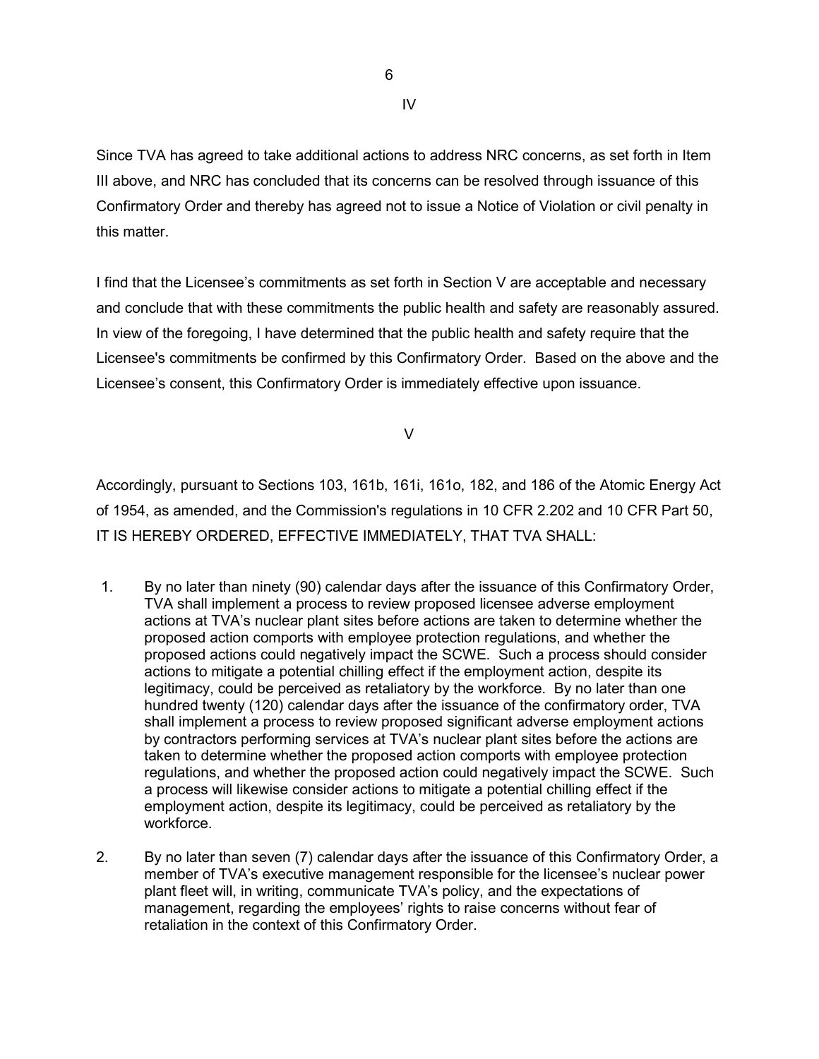IV

Since TVA has agreed to take additional actions to address NRC concerns, as set forth in Item III above, and NRC has concluded that its concerns can be resolved through issuance of this Confirmatory Order and thereby has agreed not to issue a Notice of Violation or civil penalty in this matter.

I find that the Licensee's commitments as set forth in Section V are acceptable and necessary and conclude that with these commitments the public health and safety are reasonably assured. In view of the foregoing, I have determined that the public health and safety require that the Licensee's commitments be confirmed by this Confirmatory Order. Based on the above and the Licensee's consent, this Confirmatory Order is immediately effective upon issuance.

V

Accordingly, pursuant to Sections 103, 161b, 161i, 161o, 182, and 186 of the Atomic Energy Act of 1954, as amended, and the Commission's regulations in 10 CFR 2.202 and 10 CFR Part 50, IT IS HEREBY ORDERED, EFFECTIVE IMMEDIATELY, THAT TVA SHALL:

1. By no later than ninety (90) calendar days after the issuance of this Confirmatory Order, TVA shall implement a process to review proposed licensee adverse employment actions at TVA's nuclear plant sites before actions are taken to determine whether the proposed action comports with employee protection regulations, and whether the proposed actions could negatively impact the SCWE. Such a process should consider actions to mitigate a potential chilling effect if the employment action, despite its legitimacy, could be perceived as retaliatory by the workforce. By no later than one hundred twenty (120) calendar days after the issuance of the confirmatory order, TVA shall implement a process to review proposed significant adverse employment actions by contractors performing services at TVA's nuclear plant sites before the actions are taken to determine whether the proposed action comports with employee protection regulations, and whether the proposed action could negatively impact the SCWE. Such a process will likewise consider actions to mitigate a potential chilling effect if the employment action, despite its legitimacy, could be perceived as retaliatory by the workforce.

2. By no later than seven (7) calendar days after the issuance of this Confirmatory Order, a member of TVA's executive management responsible for the licensee's nuclear power plant fleet will, in writing, communicate TVA's policy, and the expectations of management, regarding the employees' rights to raise concerns without fear of retaliation in the context of this Confirmatory Order.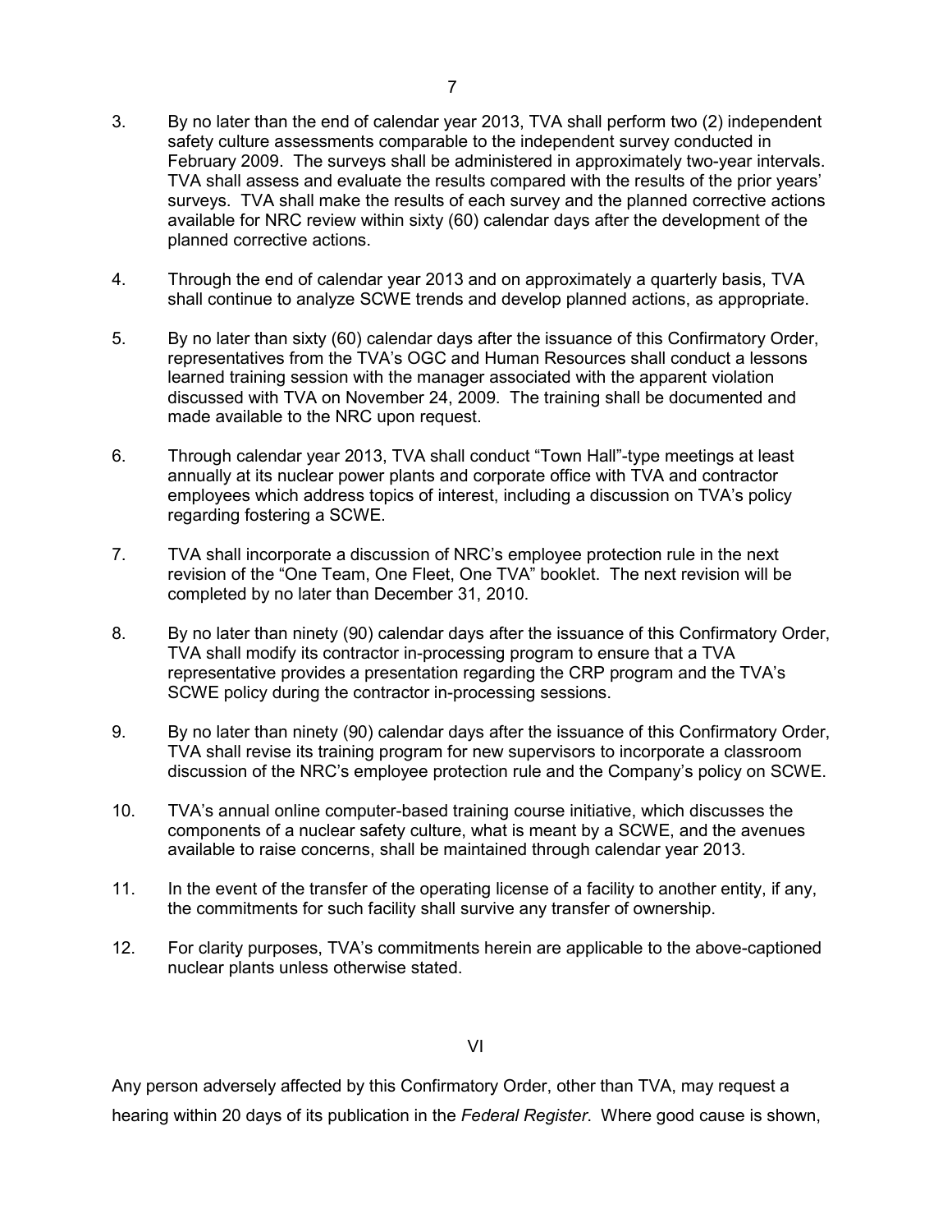3. By no later than the end of calendar year 2013, TVA shall perform two (2) independent safety culture assessments comparable to the independent survey conducted in February 2009. The surveys shall be administered in approximately two-year intervals. TVA shall assess and evaluate the results compared with the results of the prior years' surveys. TVA shall make the results of each survey and the planned corrective actions available for NRC review within sixty (60) calendar days after the development of the planned corrective actions.

4. Through the end of calendar year 2013 and on approximately a quarterly basis, TVA shall continue to analyze SCWE trends and develop planned actions, as appropriate.

5. By no later than sixty (60) calendar days after the issuance of this Confirmatory Order, representatives from the TVA's OGC and Human Resources shall conduct a lessons learned training session with the manager associated with the apparent violation discussed with TVA on November 24, 2009. The training shall be documented and made available to the NRC upon request.

6. Through calendar year 2013, TVA shall conduct "Town Hall"-type meetings at least annually at its nuclear power plants and corporate office with TVA and contractor employees which address topics of interest, including a discussion on TVA's policy regarding fostering a SCWE.

7. TVA shall incorporate a discussion of NRC's employee protection rule in the next revision of the "One Team, One Fleet, One TVA" booklet. The next revision will be completed by no later than December 31, 2010.

8. By no later than ninety (90) calendar days after the issuance of this Confirmatory Order, TVA shall modify its contractor in-processing program to ensure that a TVA representative provides a presentation regarding the CRP program and the TVA's SCWE policy during the contractor in-processing sessions.

9. By no later than ninety (90) calendar days after the issuance of this Confirmatory Order, TVA shall revise its training program for new supervisors to incorporate a classroom discussion of the NRC's employee protection rule and the Company's policy on SCWE.

10. TVA's annual online computer-based training course initiative, which discusses the components of a nuclear safety culture, what is meant by a SCWE, and the avenues available to raise concerns, shall be maintained through calendar year 2013.

11. In the event of the transfer of the operating license of a facility to another entity, if any, the commitments for such facility shall survive any transfer of ownership.

12. For clarity purposes, TVA's commitments herein are applicable to the above-captioned nuclear plants unless otherwise stated.

## VI

Any person adversely affected by this Confirmatory Order, other than TVA, may request a hearing within 20 days of its publication in the *Federal Register*. Where good cause is shown,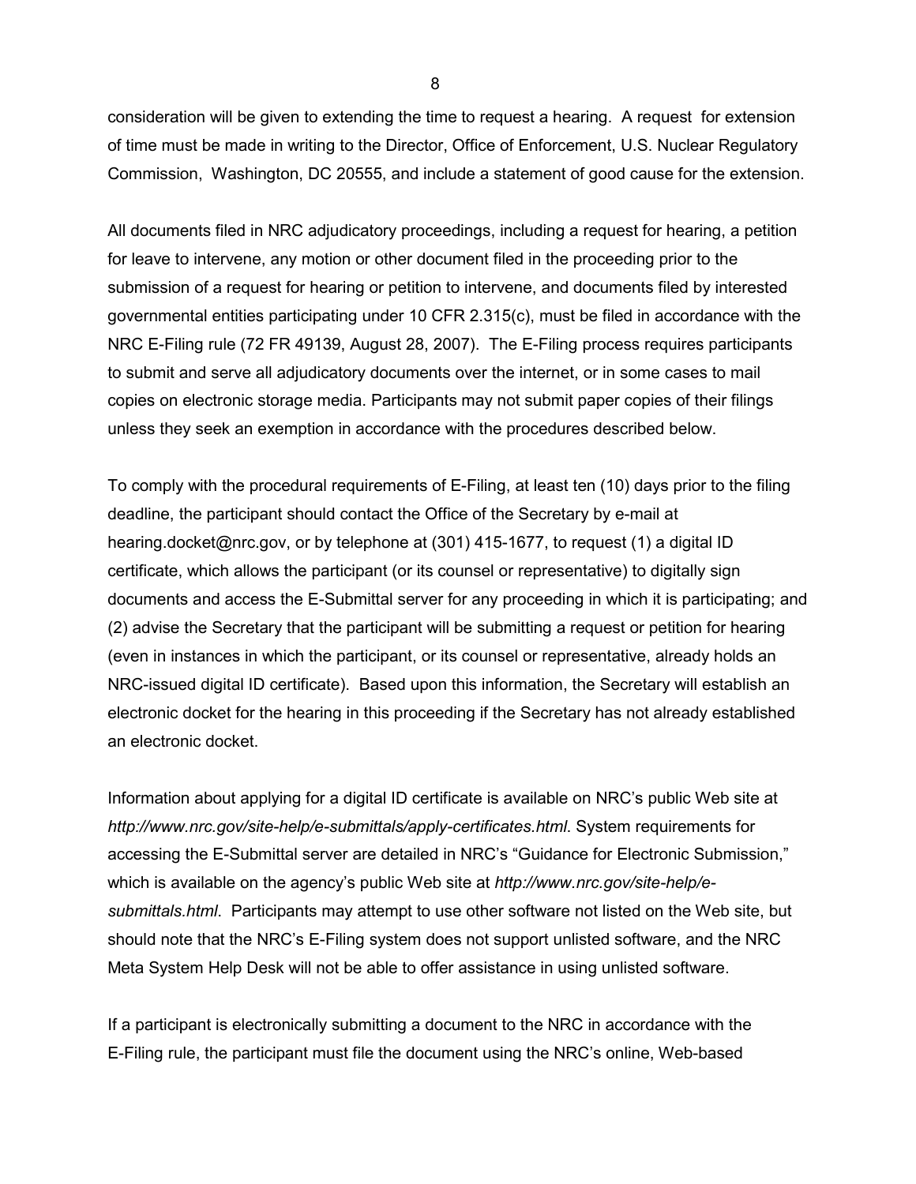consideration will be given to extending the time to request a hearing. A request for extension of time must be made in writing to the Director, Office of Enforcement, U.S. Nuclear Regulatory Commission, Washington, DC 20555, and include a statement of good cause for the extension.

All documents filed in NRC adjudicatory proceedings, including a request for hearing, a petition for leave to intervene, any motion or other document filed in the proceeding prior to the submission of a request for hearing or petition to intervene, and documents filed by interested governmental entities participating under 10 CFR 2.315(c), must be filed in accordance with the NRC E-Filing rule (72 FR 49139, August 28, 2007). The E-Filing process requires participants to submit and serve all adjudicatory documents over the internet, or in some cases to mail copies on electronic storage media. Participants may not submit paper copies of their filings unless they seek an exemption in accordance with the procedures described below.

To comply with the procedural requirements of E-Filing, at least ten (10) days prior to the filing deadline, the participant should contact the Office of the Secretary by e-mail at hearing.docket@nrc.gov, or by telephone at (301) 415-1677, to request (1) a digital ID certificate, which allows the participant (or its counsel or representative) to digitally sign documents and access the E-Submittal server for any proceeding in which it is participating; and (2) advise the Secretary that the participant will be submitting a request or petition for hearing (even in instances in which the participant, or its counsel or representative, already holds an NRC-issued digital ID certificate). Based upon this information, the Secretary will establish an electronic docket for the hearing in this proceeding if the Secretary has not already established an electronic docket.

Information about applying for a digital ID certificate is available on NRC's public Web site at *http://www.nrc.gov/site-help/e-submittals/apply-certificates.html*. System requirements for accessing the E-Submittal server are detailed in NRC's "Guidance for Electronic Submission," which is available on the agency's public Web site at *http://www.nrc.gov/site-help/e-submittals.html*. Participants may attempt to use other software not listed on the Web site, but should note that the NRC's E-Filing system does not support unlisted software, and the NRC Meta System Help Desk will not be able to offer assistance in using unlisted software.

If a participant is electronically submitting a document to the NRC in accordance with the E-Filing rule, the participant must file the document using the NRC's online, Web-based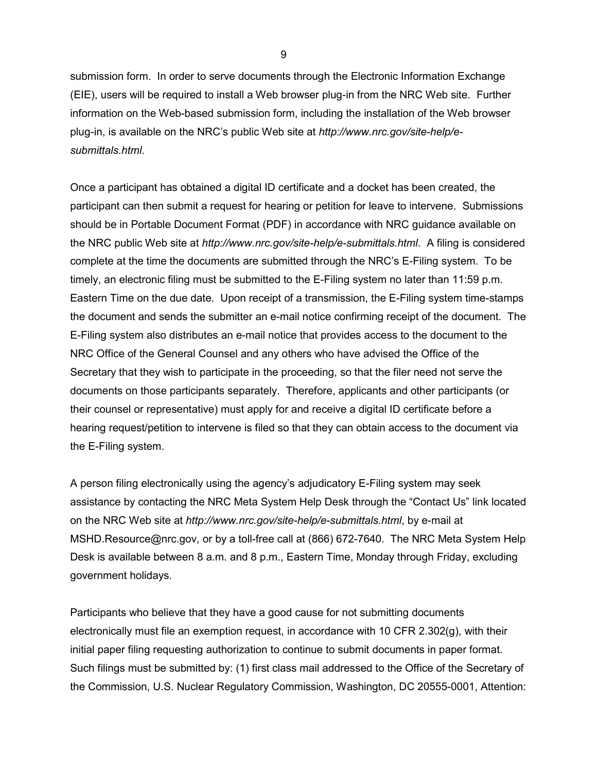submission form. In order to serve documents through the Electronic Information Exchange (EIE), users will be required to install a Web browser plug-in from the NRC Web site. Further information on the Web-based submission form, including the installation of the Web browser plug-in, is available on the NRC's public Web site at *http://www.nrc.gov/site-help/e-submittals.html*.

Once a participant has obtained a digital ID certificate and a docket has been created, the participant can then submit a request for hearing or petition for leave to intervene. Submissions should be in Portable Document Format (PDF) in accordance with NRC guidance available on the NRC public Web site at *http://www.nrc.gov/site-help/e-submittals.html*. A filing is considered complete at the time the documents are submitted through the NRC's E-Filing system. To be timely, an electronic filing must be submitted to the E-Filing system no later than 11:59 p.m. Eastern Time on the due date. Upon receipt of a transmission, the E-Filing system time-stamps the document and sends the submitter an e-mail notice confirming receipt of the document. The E-Filing system also distributes an e-mail notice that provides access to the document to the NRC Office of the General Counsel and any others who have advised the Office of the Secretary that they wish to participate in the proceeding, so that the filer need not serve the documents on those participants separately. Therefore, applicants and other participants (or their counsel or representative) must apply for and receive a digital ID certificate before a hearing request/petition to intervene is filed so that they can obtain access to the document via the E-Filing system.

A person filing electronically using the agency's adjudicatory E-Filing system may seek assistance by contacting the NRC Meta System Help Desk through the "Contact Us" link located on the NRC Web site at *http://www.nrc.gov/site-help/e-submittals.html*, by e-mail at MSHD.Resource@nrc.gov, or by a toll-free call at (866) 672-7640. The NRC Meta System Help Desk is available between 8 a.m. and 8 p.m., Eastern Time, Monday through Friday, excluding government holidays.

Participants who believe that they have a good cause for not submitting documents electronically must file an exemption request, in accordance with 10 CFR 2.302(g), with their initial paper filing requesting authorization to continue to submit documents in paper format. Such filings must be submitted by: (1) first class mail addressed to the Office of the Secretary of the Commission, U.S. Nuclear Regulatory Commission, Washington, DC 20555-0001, Attention: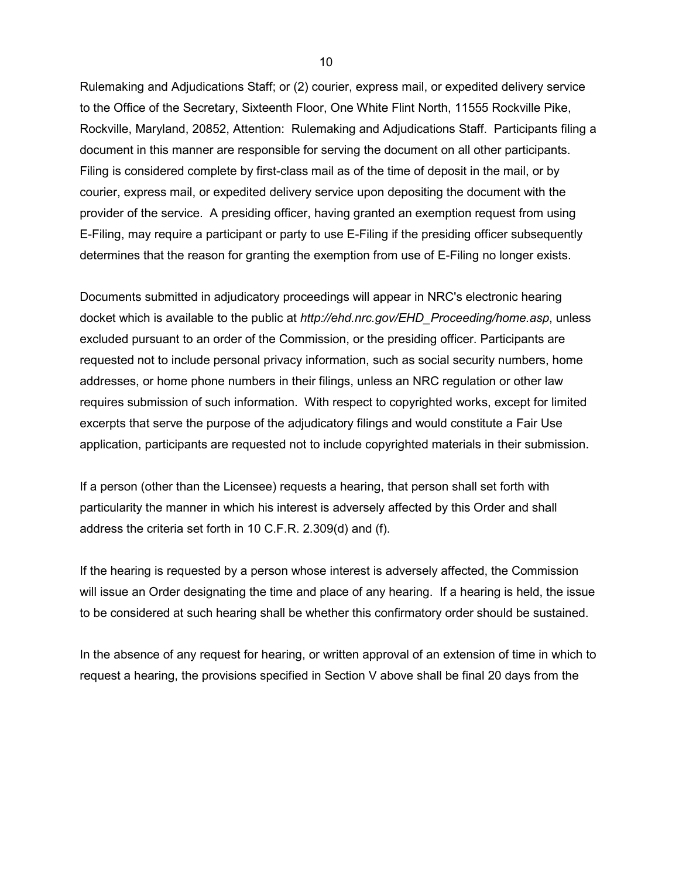Rulemaking and Adjudications Staff; or (2) courier, express mail, or expedited delivery service to the Office of the Secretary, Sixteenth Floor, One White Flint North, 11555 Rockville Pike, Rockville, Maryland, 20852, Attention: Rulemaking and Adjudications Staff. Participants filing a document in this manner are responsible for serving the document on all other participants. Filing is considered complete by first-class mail as of the time of deposit in the mail, or by courier, express mail, or expedited delivery service upon depositing the document with the provider of the service. A presiding officer, having granted an exemption request from using E-Filing, may require a participant or party to use E-Filing if the presiding officer subsequently determines that the reason for granting the exemption from use of E-Filing no longer exists.

Documents submitted in adjudicatory proceedings will appear in NRC's electronic hearing docket which is available to the public at *http://ehd.nrc.gov/EHD_Proceeding/home.asp*, unless excluded pursuant to an order of the Commission, or the presiding officer. Participants are requested not to include personal privacy information, such as social security numbers, home addresses, or home phone numbers in their filings, unless an NRC regulation or other law requires submission of such information. With respect to copyrighted works, except for limited excerpts that serve the purpose of the adjudicatory filings and would constitute a Fair Use application, participants are requested not to include copyrighted materials in their submission.

If a person (other than the Licensee) requests a hearing, that person shall set forth with particularity the manner in which his interest is adversely affected by this Order and shall address the criteria set forth in 10 C.F.R. 2.309(d) and (f).

If the hearing is requested by a person whose interest is adversely affected, the Commission will issue an Order designating the time and place of any hearing. If a hearing is held, the issue to be considered at such hearing shall be whether this confirmatory order should be sustained.

In the absence of any request for hearing, or written approval of an extension of time in which to request a hearing, the provisions specified in Section V above shall be final 20 days from the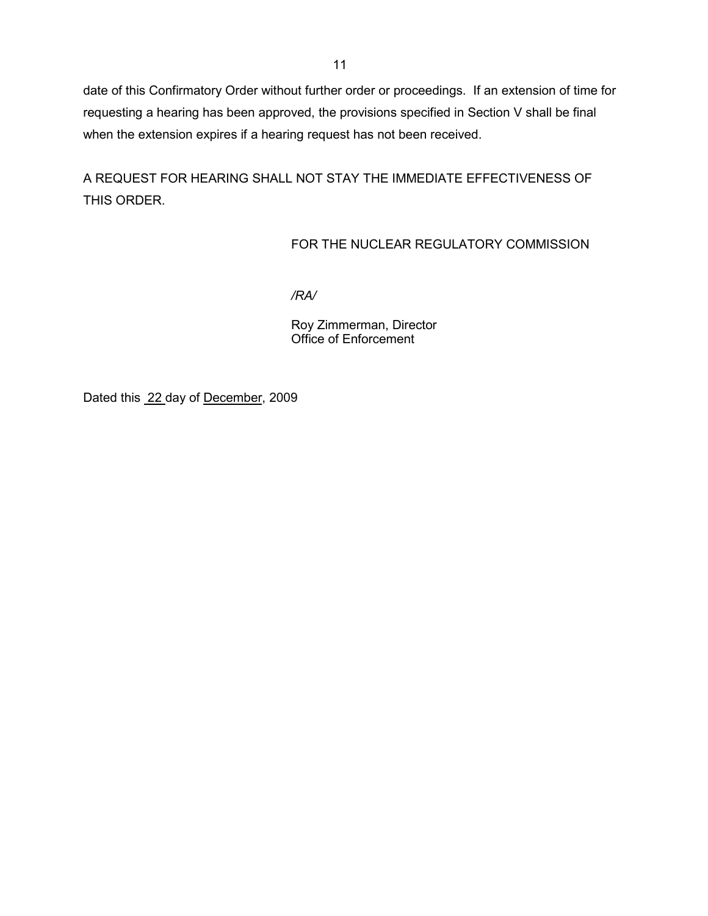date of this Confirmatory Order without further order or proceedings. If an extension of time for requesting a hearing has been approved, the provisions specified in Section V shall be final when the extension expires if a hearing request has not been received.

A REQUEST FOR HEARING SHALL NOT STAY THE IMMEDIATE EFFECTIVENESS OF THIS ORDER.

FOR THE NUCLEAR REGULATORY COMMISSION

*/RA/*

Roy Zimmerman, Director
Office of Enforcement

Dated this 22 day of December, 2009